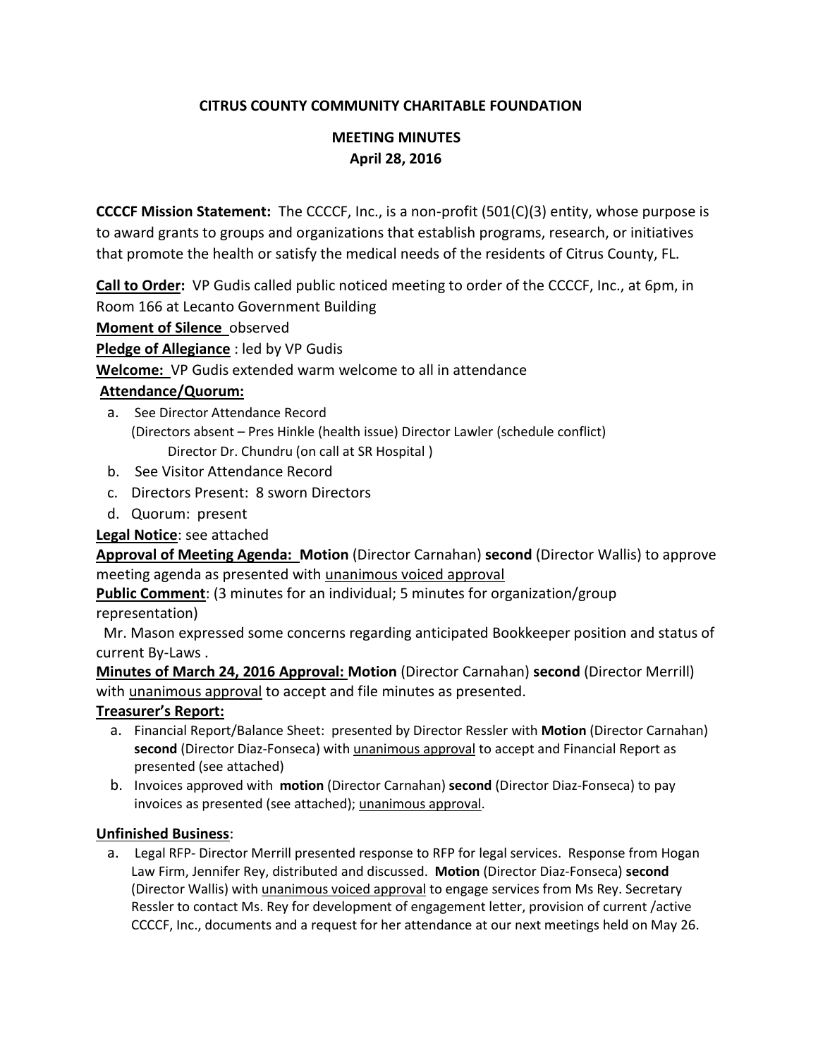# CITRUS COUNTY COMMUNITY CHARITABLE FOUNDATION

## MEETING MINUTES
## April 28, 2016

**CCCCF Mission Statement:** The CCCCF, Inc., is a non-profit (501(C)(3) entity, whose purpose is to award grants to groups and organizations that establish programs, research, or initiatives that promote the health or satisfy the medical needs of the residents of Citrus County, FL.

**Call to Order:** VP Gudis called public noticed meeting to order of the CCCCF, Inc., at 6pm, in Room 166 at Lecanto Government Building

**Moment of Silence** observed

**Pledge of Allegiance** : led by VP Gudis

**Welcome:** VP Gudis extended warm welcome to all in attendance

**Attendance/Quorum:**

a. See Director Attendance Record
   (Directors absent – Pres Hinkle (health issue) Director Lawler (schedule conflict)
   Director Dr. Chundru (on call at SR Hospital )
b. See Visitor Attendance Record
c. Directors Present: 8 sworn Directors
d. Quorum: present

**Legal Notice**: see attached

**Approval of Meeting Agenda: Motion** (Director Carnahan) **second** (Director Wallis) to approve meeting agenda as presented with unanimous voiced approval

**Public Comment**: (3 minutes for an individual; 5 minutes for organization/group representation)

Mr. Mason expressed some concerns regarding anticipated Bookkeeper position and status of current By-Laws .

**Minutes of March 24, 2016 Approval: Motion** (Director Carnahan) **second** (Director Merrill) with unanimous approval to accept and file minutes as presented.

**Treasurer's Report:**

a. Financial Report/Balance Sheet: presented by Director Ressler with **Motion** (Director Carnahan) **second** (Director Diaz-Fonseca) with unanimous approval to accept and Financial Report as presented (see attached)
b. Invoices approved with **motion** (Director Carnahan) **second** (Director Diaz-Fonseca) to pay invoices as presented (see attached); unanimous approval.

**Unfinished Business**:

a. Legal RFP- Director Merrill presented response to RFP for legal services. Response from Hogan Law Firm, Jennifer Rey, distributed and discussed. **Motion** (Director Diaz-Fonseca) **second** (Director Wallis) with unanimous voiced approval to engage services from Ms Rey. Secretary Ressler to contact Ms. Rey for development of engagement letter, provision of current /active CCCCF, Inc., documents and a request for her attendance at our next meetings held on May 26.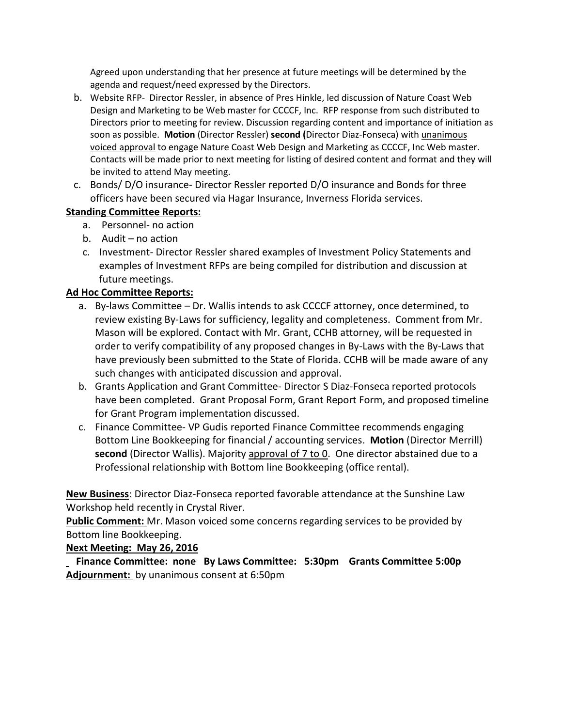Agreed upon understanding that her presence at future meetings will be determined by the agenda and request/need expressed by the Directors.

b. Website RFP- Director Ressler, in absence of Pres Hinkle, led discussion of Nature Coast Web Design and Marketing to be Web master for CCCCF, Inc. RFP response from such distributed to Directors prior to meeting for review. Discussion regarding content and importance of initiation as soon as possible. **Motion** (Director Ressler) **second (**Director Diaz-Fonseca) with unanimous voiced approval to engage Nature Coast Web Design and Marketing as CCCCF, Inc Web master. Contacts will be made prior to next meeting for listing of desired content and format and they will be invited to attend May meeting.

c. Bonds/ D/O insurance- Director Ressler reported D/O insurance and Bonds for three officers have been secured via Hagar Insurance, Inverness Florida services.

**Standing Committee Reports:**

a. Personnel- no action

b. Audit – no action

c. Investment- Director Ressler shared examples of Investment Policy Statements and examples of Investment RFPs are being compiled for distribution and discussion at future meetings.

**Ad Hoc Committee Reports:**

a. By-laws Committee – Dr. Wallis intends to ask CCCCF attorney, once determined, to review existing By-Laws for sufficiency, legality and completeness. Comment from Mr. Mason will be explored. Contact with Mr. Grant, CCHB attorney, will be requested in order to verify compatibility of any proposed changes in By-Laws with the By-Laws that have previously been submitted to the State of Florida. CCHB will be made aware of any such changes with anticipated discussion and approval.

b. Grants Application and Grant Committee- Director S Diaz-Fonseca reported protocols have been completed. Grant Proposal Form, Grant Report Form, and proposed timeline for Grant Program implementation discussed.

c. Finance Committee- VP Gudis reported Finance Committee recommends engaging Bottom Line Bookkeeping for financial / accounting services. **Motion** (Director Merrill) **second** (Director Wallis). Majority approval of 7 to 0. One director abstained due to a Professional relationship with Bottom line Bookkeeping (office rental).

**New Business**: Director Diaz-Fonseca reported favorable attendance at the Sunshine Law Workshop held recently in Crystal River.

**Public Comment:** Mr. Mason voiced some concerns regarding services to be provided by Bottom line Bookkeeping.

**Next Meeting: May 26, 2016**

**Finance Committee: none By Laws Committee: 5:30pm Grants Committee 5:00p**

**Adjournment:** by unanimous consent at 6:50pm